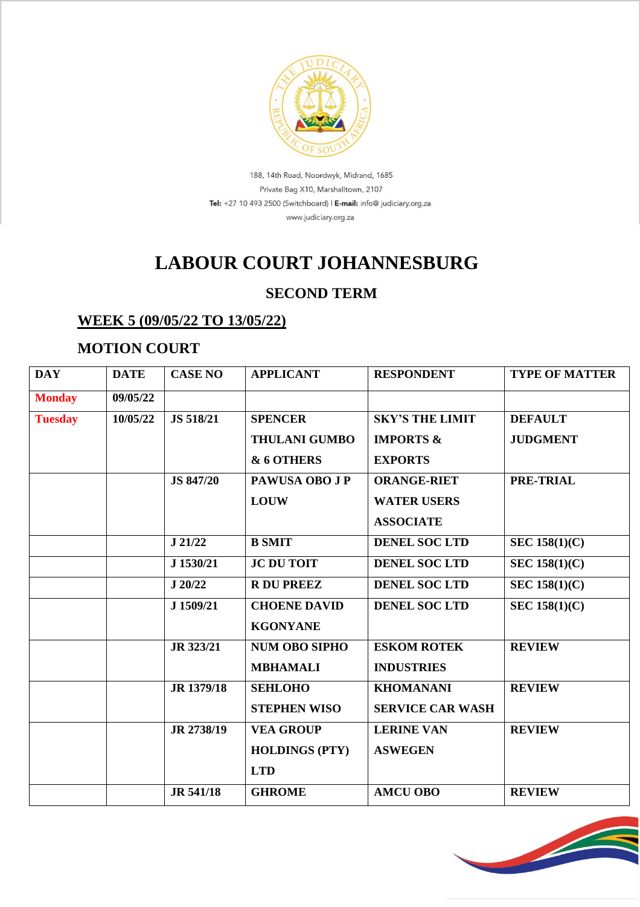188, 14th Road, Noordwyk, Midrand, 1685
Private Bag X10, Marshalltown, 2107
**Tel:** +27 10 493 2500 (Switchboard) | **E-mail:** info@ judiciary.org.za
www.judiciary.org.za

# LABOUR COURT JOHANNESBURG

## SECOND TERM

### WEEK 5 (09/05/22 TO 13/05/22)

### MOTION COURT

| DAY | DATE | CASE NO | APPLICANT | RESPONDENT | TYPE OF MATTER |
|---|---|---|---|---|---|
| Monday | 09/05/22 | | | | |
| Tuesday | 10/05/22 | JS 518/21 | SPENCER THULANI GUMBO & 6 OTHERS | SKY'S THE LIMIT IMPORTS & EXPORTS | DEFAULT JUDGMENT |
| | | JS 847/20 | PAWUSA OBO J P LOUW | ORANGE-RIET WATER USERS ASSOCIATE | PRE-TRIAL |
| | | J 21/22 | B SMIT | DENEL SOC LTD | SEC 158(1)(C) |
| | | J 1530/21 | JC DU TOIT | DENEL SOC LTD | SEC 158(1)(C) |
| | | J 20/22 | R DU PREEZ | DENEL SOC LTD | SEC 158(1)(C) |
| | | J 1509/21 | CHOENE DAVID KGONYANE | DENEL SOC LTD | SEC 158(1)(C) |
| | | JR 323/21 | NUM OBO SIPHO MBHAMALI | ESKOM ROTEK INDUSTRIES | REVIEW |
| | | JR 1379/18 | SEHLOHO STEPHEN WISO | KHOMANANI SERVICE CAR WASH | REVIEW |
| | | JR 2738/19 | VEA GROUP HOLDINGS (PTY) LTD | LERINE VAN ASWEGEN | REVIEW |
| | | JR 541/18 | GHROME | AMCU OBO | REVIEW |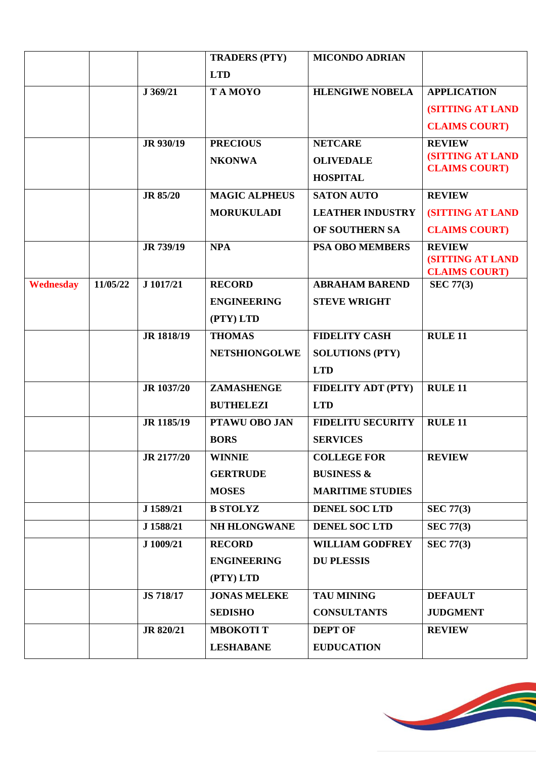| | | | | | |
|---|---|---|---|---|---|
| | | | TRADERS (PTY) LTD | MICONDO ADRIAN | |
| | | J 369/21 | T A MOYO | HLENGIWE NOBELA | APPLICATION (SITTING AT LAND CLAIMS COURT) |
| | | JR 930/19 | PRECIOUS NKONWA | NETCARE OLIVEDALE HOSPITAL | REVIEW (SITTING AT LAND CLAIMS COURT) |
| | | JR 85/20 | MAGIC ALPHEUS MORUKULADI | SATON AUTO LEATHER INDUSTRY OF SOUTHERN SA | REVIEW (SITTING AT LAND CLAIMS COURT) |
| | | JR 739/19 | NPA | PSA OBO MEMBERS | REVIEW (SITTING AT LAND CLAIMS COURT) |
| Wednesday | 11/05/22 | J 1017/21 | RECORD ENGINEERING (PTY) LTD | ABRAHAM BAREND STEVE WRIGHT | SEC 77(3) |
| | | JR 1818/19 | THOMAS NETSHIONGOLWE | FIDELITY CASH SOLUTIONS (PTY) LTD | RULE 11 |
| | | JR 1037/20 | ZAMASHENGE BUTHELEZI | FIDELITY ADT (PTY) LTD | RULE 11 |
| | | JR 1185/19 | PTAWU OBO JAN BORS | FIDELITU SECURITY SERVICES | RULE 11 |
| | | JR 2177/20 | WINNIE GERTRUDE MOSES | COLLEGE FOR BUSINESS & MARITIME STUDIES | REVIEW |
| | | J 1589/21 | B STOLYZ | DENEL SOC LTD | SEC 77(3) |
| | | J 1588/21 | NH HLONGWANE | DENEL SOC LTD | SEC 77(3) |
| | | J 1009/21 | RECORD ENGINEERING (PTY) LTD | WILLIAM GODFREY DU PLESSIS | SEC 77(3) |
| | | JS 718/17 | JONAS MELEKE SEDISHO | TAU MINING CONSULTANTS | DEFAULT JUDGMENT |
| | | JR 820/21 | MBOKOTI T LESHABANE | DEPT OF EUDUCATION | REVIEW |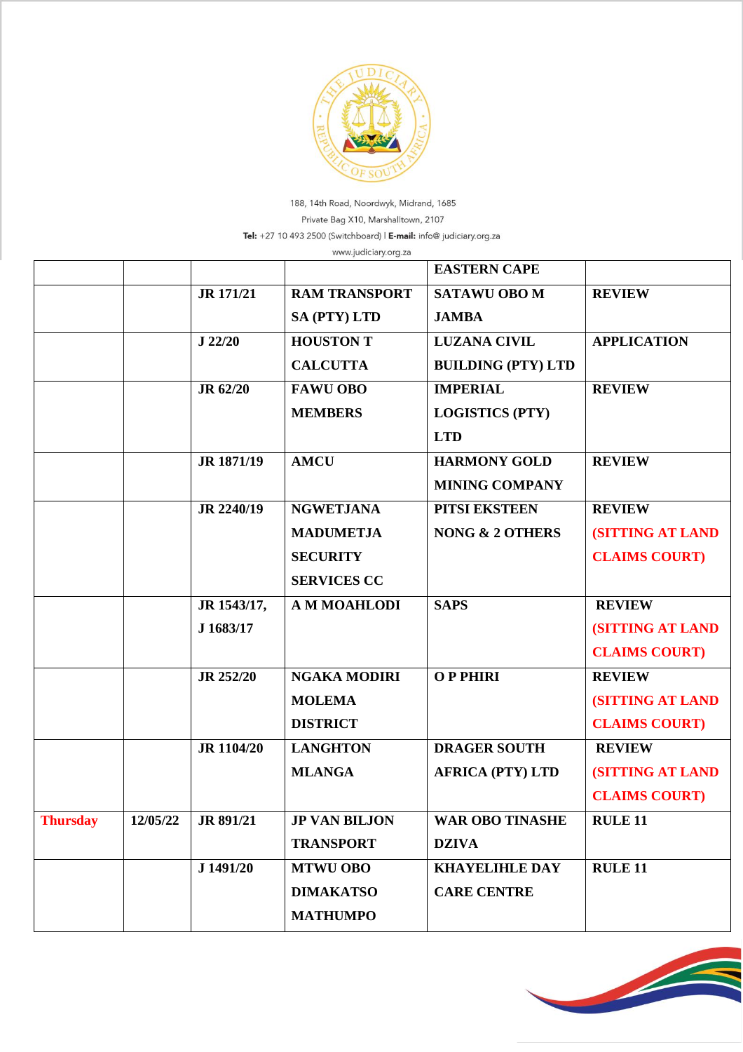188, 14th Road, Noordwyk, Midrand, 1685
Private Bag X10, Marshalltown, 2107
**Tel:** +27 10 493 2500 (Switchboard) | **E-mail:** info@ judiciary.org.za
www.judiciary.org.za

| | | | | | |
|---|---|---|---|---|---|
| | | | | **EASTERN CAPE** | |
| | | **JR 171/21** | **RAM TRANSPORT SA (PTY) LTD** | **SATAWU OBO M JAMBA** | **REVIEW** |
| | | **J 22/20** | **HOUSTON T CALCUTTA** | **LUZANA CIVIL BUILDING (PTY) LTD** | **APPLICATION** |
| | | **JR 62/20** | **FAWU OBO MEMBERS** | **IMPERIAL LOGISTICS (PTY) LTD** | **REVIEW** |
| | | **JR 1871/19** | **AMCU** | **HARMONY GOLD MINING COMPANY** | **REVIEW** |
| | | **JR 2240/19** | **NGWETJANA MADUMETJA SECURITY SERVICES CC** | **PITSI EKSTEEN NONG & 2 OTHERS** | **REVIEW (SITTING AT LAND CLAIMS COURT)** |
| | | **JR 1543/17, J 1683/17** | **A M MOAHLODI** | **SAPS** | **REVIEW (SITTING AT LAND CLAIMS COURT)** |
| | | **JR 252/20** | **NGAKA MODIRI MOLEMA DISTRICT** | **O P PHIRI** | **REVIEW (SITTING AT LAND CLAIMS COURT)** |
| | | **JR 1104/20** | **LANGHTON MLANGA** | **DRAGER SOUTH AFRICA (PTY) LTD** | **REVIEW (SITTING AT LAND CLAIMS COURT)** |
| **Thursday** | **12/05/22** | **JR 891/21** | **JP VAN BILJON TRANSPORT** | **WAR OBO TINASHE DZIVA** | **RULE 11** |
| | | **J 1491/20** | **MTWU OBO DIMAKATSO MATHUMPO** | **KHAYELIHLE DAY CARE CENTRE** | **RULE 11** |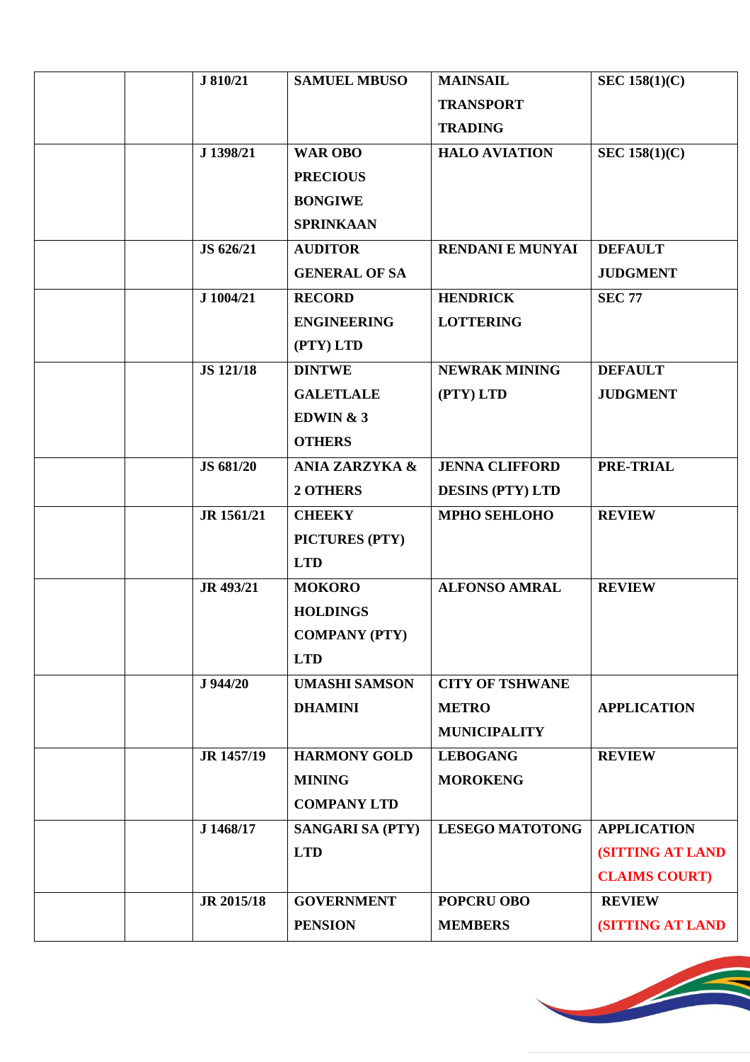| | | | | | |
|---|---|---|---|---|---|
| | | J 810/21 | SAMUEL MBUSO | MAINSAIL TRANSPORT TRADING | SEC 158(1)(C) |
| | | J 1398/21 | WAR OBO PRECIOUS BONGIWE SPRINKAAN | HALO AVIATION | SEC 158(1)(C) |
| | | JS 626/21 | AUDITOR GENERAL OF SA | RENDANI E MUNYAI | DEFAULT JUDGMENT |
| | | J 1004/21 | RECORD ENGINEERING (PTY) LTD | HENDRICK LOTTERING | SEC 77 |
| | | JS 121/18 | DINTWE GALETLALE EDWIN & 3 OTHERS | NEWRAK MINING (PTY) LTD | DEFAULT JUDGMENT |
| | | JS 681/20 | ANIA ZARZYKA & 2 OTHERS | JENNA CLIFFORD DESINS (PTY) LTD | PRE-TRIAL |
| | | JR 1561/21 | CHEEKY PICTURES (PTY) LTD | MPHO SEHLOHO | REVIEW |
| | | JR 493/21 | MOKORO HOLDINGS COMPANY (PTY) LTD | ALFONSO AMRAL | REVIEW |
| | | J 944/20 | UMASHI SAMSON DHAMINI | CITY OF TSHWANE METRO MUNICIPALITY | APPLICATION |
| | | JR 1457/19 | HARMONY GOLD MINING COMPANY LTD | LEBOGANG MOROKENG | REVIEW |
| | | J 1468/17 | SANGARI SA (PTY) LTD | LESEGO MATOTONG | APPLICATION (SITTING AT LAND CLAIMS COURT) |
| | | JR 2015/18 | GOVERNMENT PENSION | POPCRU OBO MEMBERS | REVIEW (SITTING AT LAND |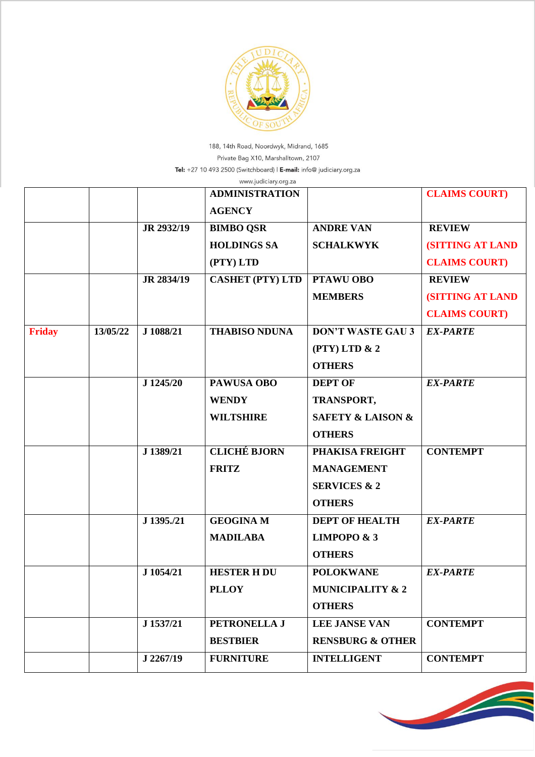188, 14th Road, Noordwyk, Midrand, 1685

Private Bag X10, Marshalltown, 2107

**Tel:** +27 10 493 2500 (Switchboard) I **E-mail:** info@ judiciary.org.za

www.judiciary.org.za

| | | | | | |
|---|---|---|---|---|---|
| | | | **ADMINISTRATION AGENCY** | | **CLAIMS COURT)** |
| | | **JR 2932/19** | **BIMBO QSR HOLDINGS SA (PTY) LTD** | **ANDRE VAN SCHALKWYK** | **REVIEW (SITTING AT LAND CLAIMS COURT)** |
| | | **JR 2834/19** | **CASHET (PTY) LTD** | **PTAWU OBO MEMBERS** | **REVIEW (SITTING AT LAND CLAIMS COURT)** |
| **Friday** | **13/05/22** | **J 1088/21** | **THABISO NDUNA** | **DON'T WASTE GAU 3 (PTY) LTD & 2 OTHERS** | ***EX-PARTE*** |
| | | **J 1245/20** | **PAWUSA OBO WENDY WILTSHIRE** | **DEPT OF TRANSPORT, SAFETY & LAISON & OTHERS** | ***EX-PARTE*** |
| | | **J 1389/21** | **CLICHÉ BJORN FRITZ** | **PHAKISA FREIGHT MANAGEMENT SERVICES & 2 OTHERS** | **CONTEMPT** |
| | | **J 1395./21** | **GEOGINA M MADILABA** | **DEPT OF HEALTH LIMPOPO & 3 OTHERS** | ***EX-PARTE*** |
| | | **J 1054/21** | **HESTER H DU PLLOY** | **POLOKWANE MUNICIPALITY & 2 OTHERS** | ***EX-PARTE*** |
| | | **J 1537/21** | **PETRONELLA J BESTBIER** | **LEE JANSE VAN RENSBURG & OTHER** | **CONTEMPT** |
| | | **J 2267/19** | **FURNITURE** | **INTELLIGENT** | **CONTEMPT** |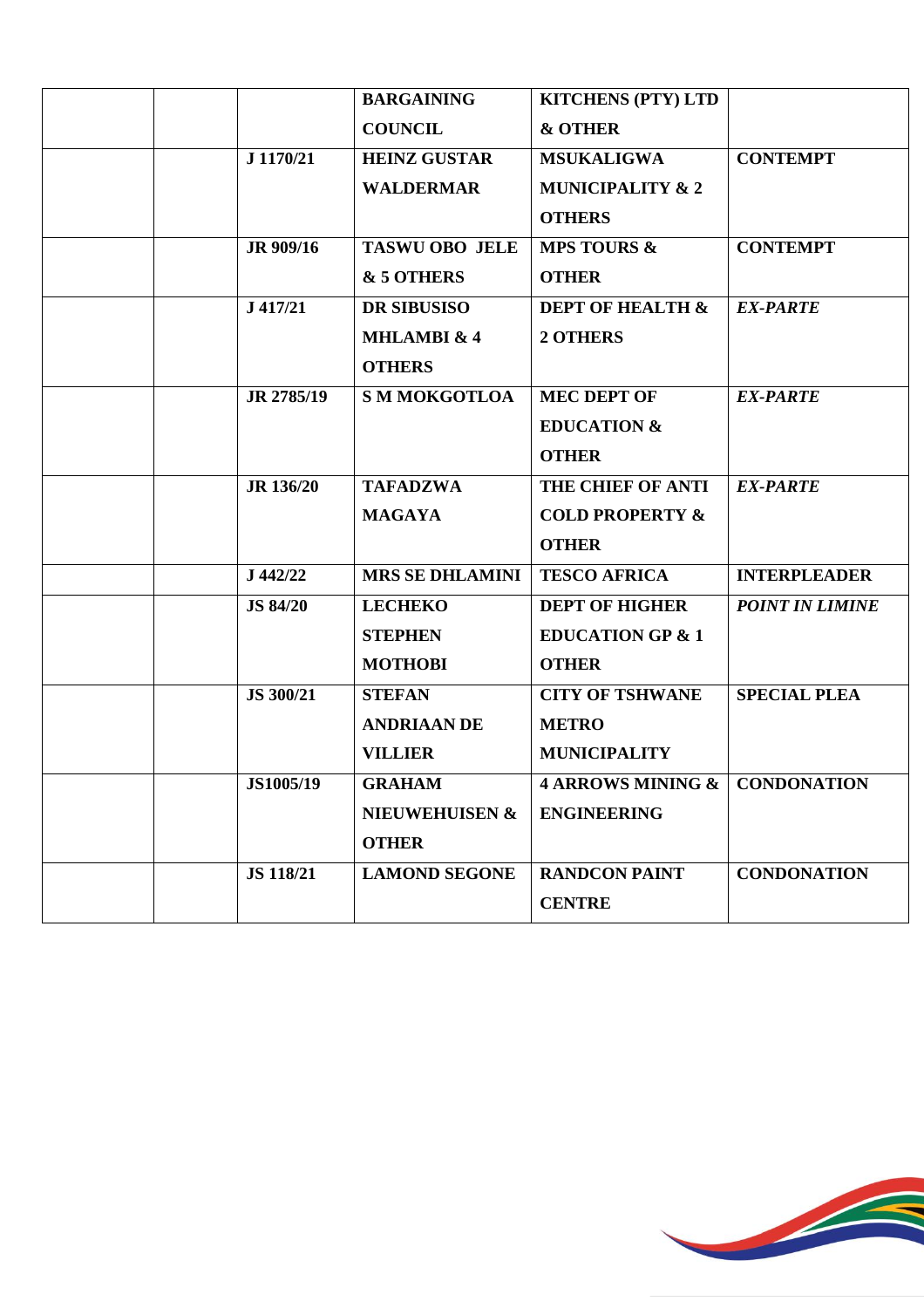| | | | | | |
|---|---|---|---|---|---|
| | | | **BARGAINING COUNCIL** | **KITCHENS (PTY) LTD & OTHER** | |
| | | **J 1170/21** | **HEINZ GUSTAR WALDERMAR** | **MSUKALIGWA MUNICIPALITY & 2 OTHERS** | **CONTEMPT** |
| | | **JR 909/16** | **TASWU OBO JELE & 5 OTHERS** | **MPS TOURS & OTHER** | **CONTEMPT** |
| | | **J 417/21** | **DR SIBUSISO MHLAMBI & 4 OTHERS** | **DEPT OF HEALTH & 2 OTHERS** | ***EX-PARTE*** |
| | | **JR 2785/19** | **S M MOKGOTLOA** | **MEC DEPT OF EDUCATION & OTHER** | ***EX-PARTE*** |
| | | **JR 136/20** | **TAFADZWA MAGAYA** | **THE CHIEF OF ANTI COLD PROPERTY & OTHER** | ***EX-PARTE*** |
| | | **J 442/22** | **MRS SE DHLAMINI** | **TESCO AFRICA** | **INTERPLEADER** |
| | | **JS 84/20** | **LECHEKO STEPHEN MOTHOBI** | **DEPT OF HIGHER EDUCATION GP & 1 OTHER** | ***POINT IN LIMINE*** |
| | | **JS 300/21** | **STEFAN ANDRIAAN DE VILLIER** | **CITY OF TSHWANE METRO MUNICIPALITY** | **SPECIAL PLEA** |
| | | **JS1005/19** | **GRAHAM NIEUWEHUISEN & OTHER** | **4 ARROWS MINING & ENGINEERING** | **CONDONATION** |
| | | **JS 118/21** | **LAMOND SEGONE** | **RANDCON PAINT CENTRE** | **CONDONATION** |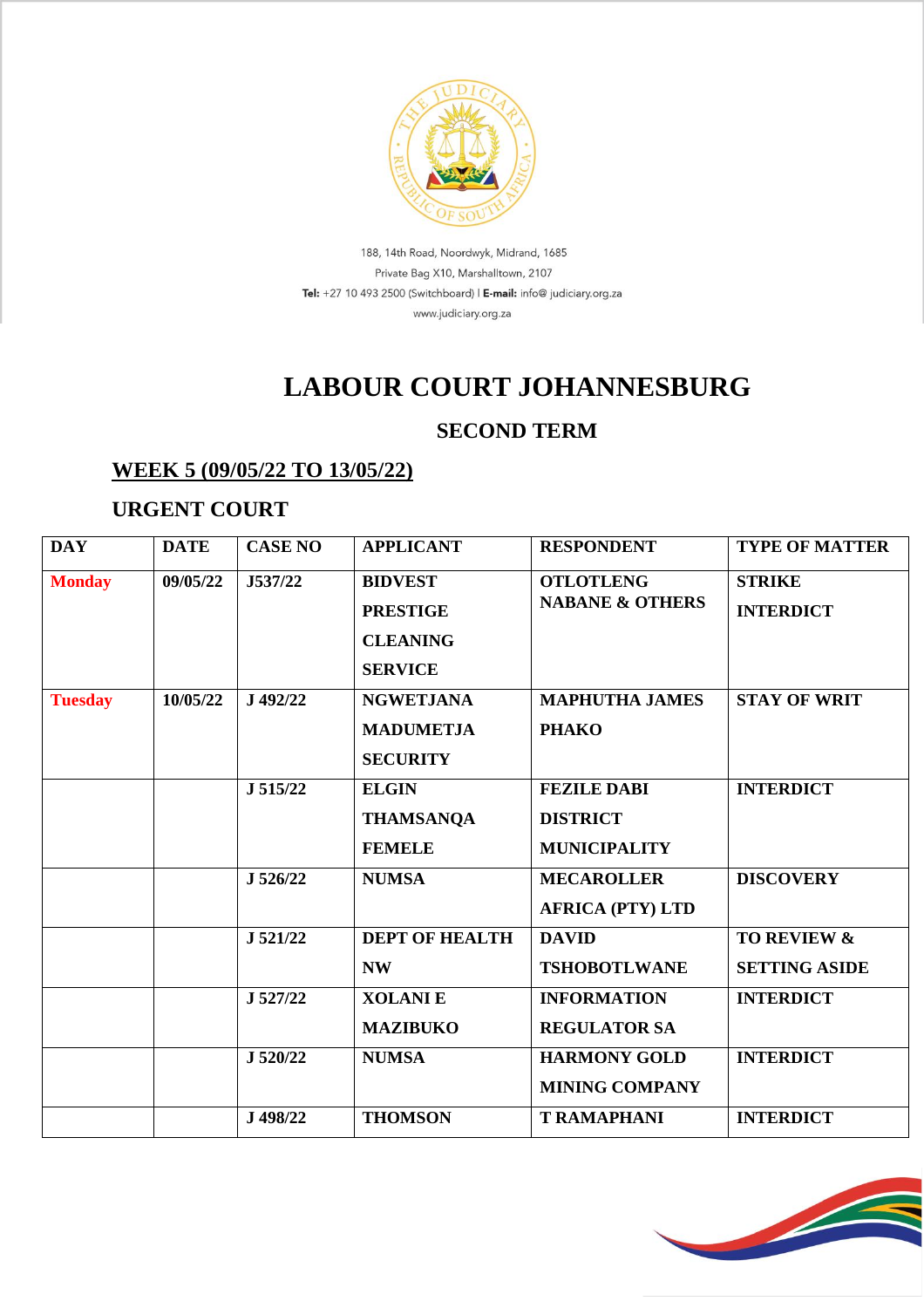188, 14th Road, Noordwyk, Midrand, 1685
Private Bag X10, Marshalltown, 2107
**Tel:** +27 10 493 2500 (Switchboard) I **E-mail:** info@ judiciary.org.za
www.judiciary.org.za

# LABOUR COURT JOHANNESBURG

## SECOND TERM

### WEEK 5 (09/05/22 TO 13/05/22)

### URGENT COURT

| DAY | DATE | CASE NO | APPLICANT | RESPONDENT | TYPE OF MATTER |
|---|---|---|---|---|---|
| **Monday** | **09/05/22** | **J537/22** | **BIDVEST PRESTIGE CLEANING SERVICE** | **OTLOTLENG NABANE & OTHERS** | **STRIKE INTERDICT** |
| **Tuesday** | **10/05/22** | **J 492/22** | **NGWETJANA MADUMETJA SECURITY** | **MAPHUTHA JAMES PHAKO** | **STAY OF WRIT** |
| | | **J 515/22** | **ELGIN THAMSANQA FEMELE** | **FEZILE DABI DISTRICT MUNICIPALITY** | **INTERDICT** |
| | | **J 526/22** | **NUMSA** | **MECAROLLER AFRICA (PTY) LTD** | **DISCOVERY** |
| | | **J 521/22** | **DEPT OF HEALTH NW** | **DAVID TSHOBOTLWANE** | **TO REVIEW & SETTING ASIDE** |
| | | **J 527/22** | **XOLANI E MAZIBUKO** | **INFORMATION REGULATOR SA** | **INTERDICT** |
| | | **J 520/22** | **NUMSA** | **HARMONY GOLD MINING COMPANY** | **INTERDICT** |
| | | **J 498/22** | **THOMSON** | **T RAMAPHANI** | **INTERDICT** |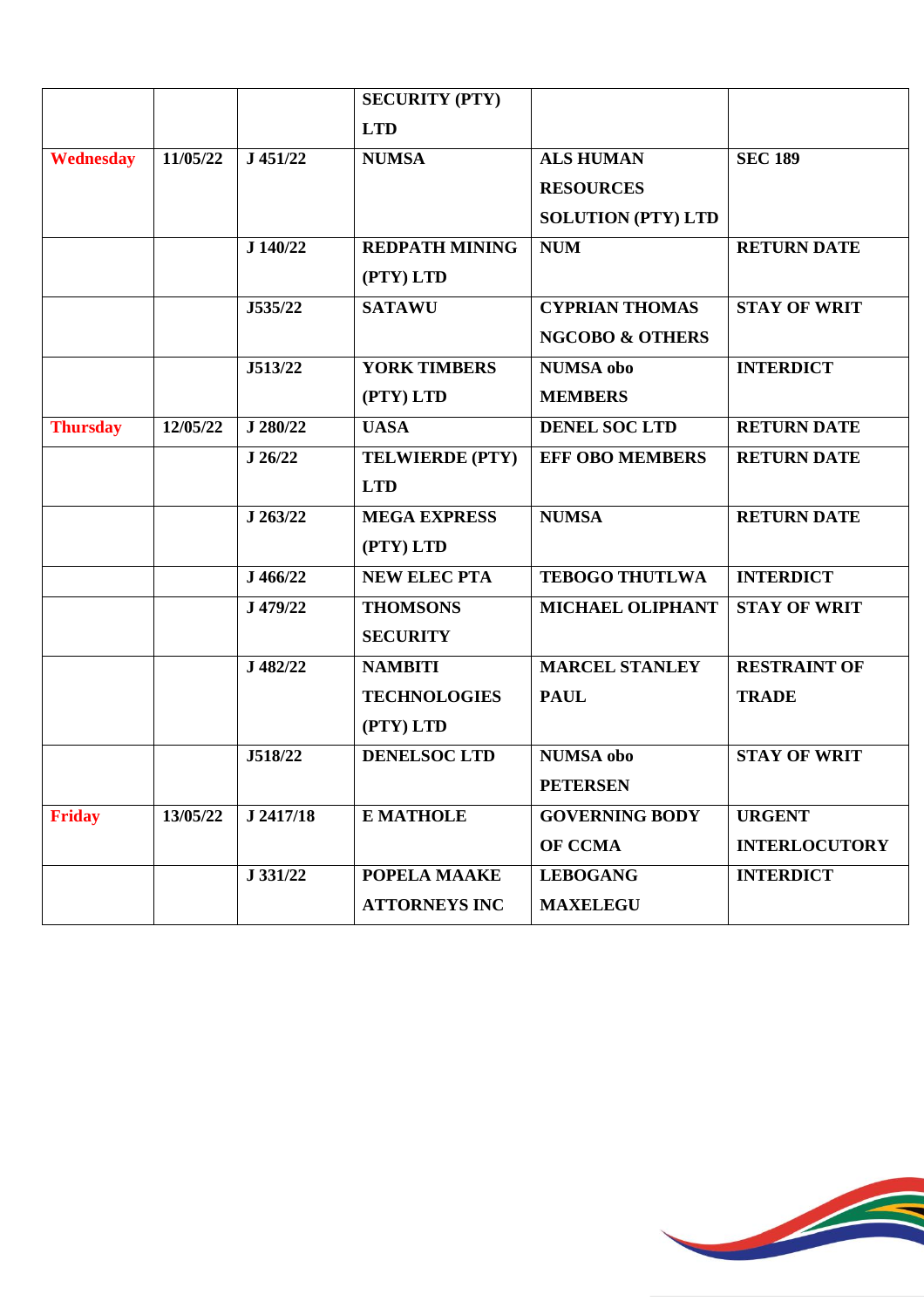| | | | | | |
|---|---|---|---|---|---|
| | | | **SECURITY (PTY) LTD** | | |
| **Wednesday** | **11/05/22** | **J 451/22** | **NUMSA** | **ALS HUMAN RESOURCES SOLUTION (PTY) LTD** | **SEC 189** |
| | | **J 140/22** | **REDPATH MINING (PTY) LTD** | **NUM** | **RETURN DATE** |
| | | **J535/22** | **SATAWU** | **CYPRIAN THOMAS NGCOBO & OTHERS** | **STAY OF WRIT** |
| | | **J513/22** | **YORK TIMBERS (PTY) LTD** | **NUMSA obo MEMBERS** | **INTERDICT** |
| **Thursday** | **12/05/22** | **J 280/22** | **UASA** | **DENEL SOC LTD** | **RETURN DATE** |
| | | **J 26/22** | **TELWIERDE (PTY) LTD** | **EFF OBO MEMBERS** | **RETURN DATE** |
| | | **J 263/22** | **MEGA EXPRESS (PTY) LTD** | **NUMSA** | **RETURN DATE** |
| | | **J 466/22** | **NEW ELEC PTA** | **TEBOGO THUTLWA** | **INTERDICT** |
| | | **J 479/22** | **THOMSONS SECURITY** | **MICHAEL OLIPHANT** | **STAY OF WRIT** |
| | | **J 482/22** | **NAMBITI TECHNOLOGIES (PTY) LTD** | **MARCEL STANLEY PAUL** | **RESTRAINT OF TRADE** |
| | | **J518/22** | **DENELSOC LTD** | **NUMSA obo PETERSEN** | **STAY OF WRIT** |
| **Friday** | **13/05/22** | **J 2417/18** | **E MATHOLE** | **GOVERNING BODY OF CCMA** | **URGENT INTERLOCUTORY** |
| | | **J 331/22** | **POPELA MAAKE ATTORNEYS INC** | **LEBOGANG MAXELEGU** | **INTERDICT** |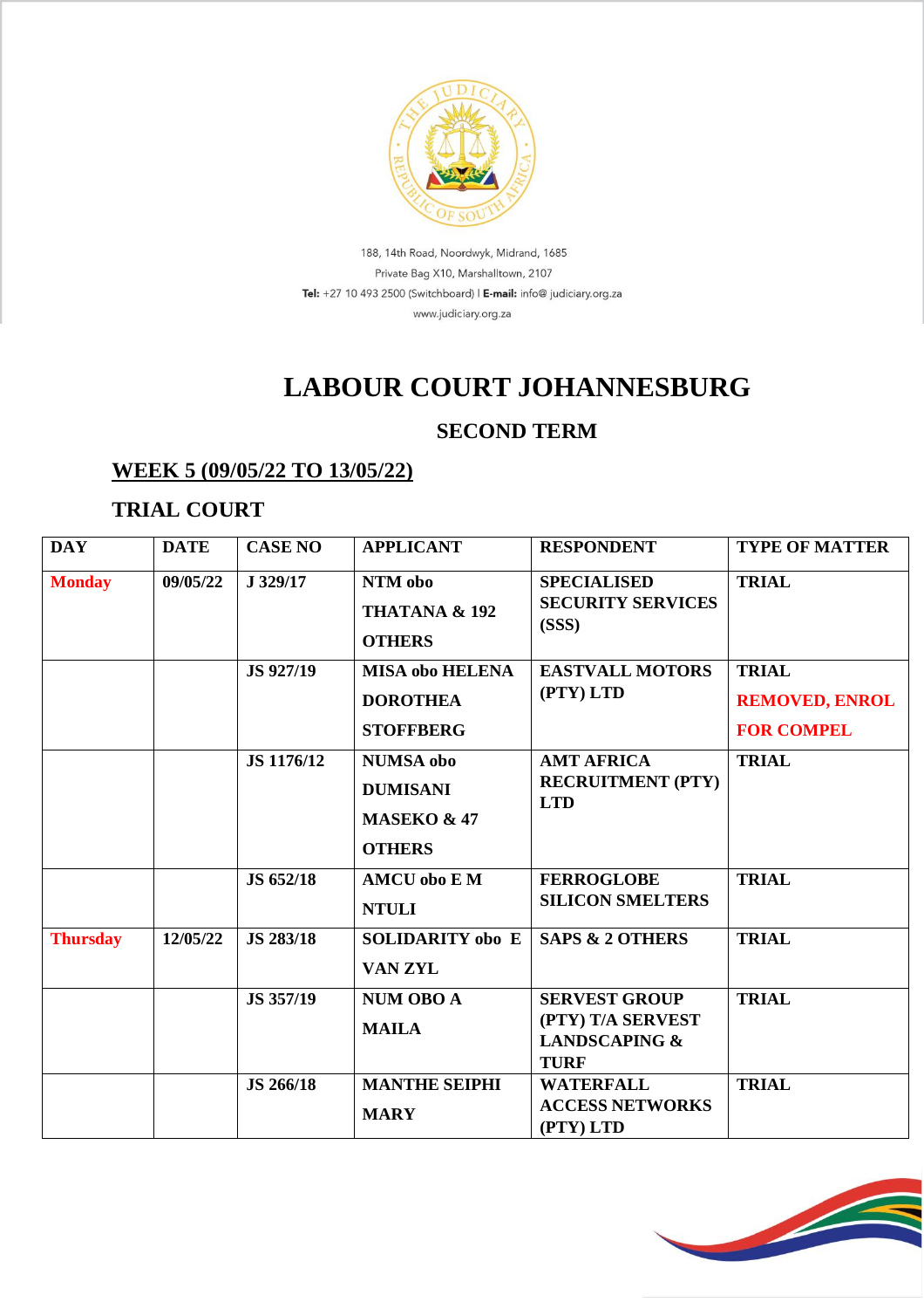188, 14th Road, Noordwyk, Midrand, 1685
Private Bag X10, Marshalltown, 2107
**Tel:** +27 10 493 2500 (Switchboard) I **E-mail:** info@ judiciary.org.za
www.judiciary.org.za

# LABOUR COURT JOHANNESBURG

## SECOND TERM

### WEEK 5 (09/05/22 TO 13/05/22)

### TRIAL COURT

| DAY | DATE | CASE NO | APPLICANT | RESPONDENT | TYPE OF MATTER |
|---|---|---|---|---|---|
| Monday | 09/05/22 | J 329/17 | NTM obo THATANA & 192 OTHERS | SPECIALISED SECURITY SERVICES (SSS) | TRIAL |
| | | JS 927/19 | MISA obo HELENA DOROTHEA STOFFBERG | EASTVALL MOTORS (PTY) LTD | TRIAL REMOVED, ENROL FOR COMPEL |
| | | JS 1176/12 | NUMSA obo DUMISANI MASEKO & 47 OTHERS | AMT AFRICA RECRUITMENT (PTY) LTD | TRIAL |
| | | JS 652/18 | AMCU obo E M NTULI | FERROGLOBE SILICON SMELTERS | TRIAL |
| Thursday | 12/05/22 | JS 283/18 | SOLIDARITY obo E VAN ZYL | SAPS & 2 OTHERS | TRIAL |
| | | JS 357/19 | NUM OBO A MAILA | SERVEST GROUP (PTY) T/A SERVEST LANDSCAPING & TURF | TRIAL |
| | | JS 266/18 | MANTHE SEIPHI MARY | WATERFALL ACCESS NETWORKS (PTY) LTD | TRIAL |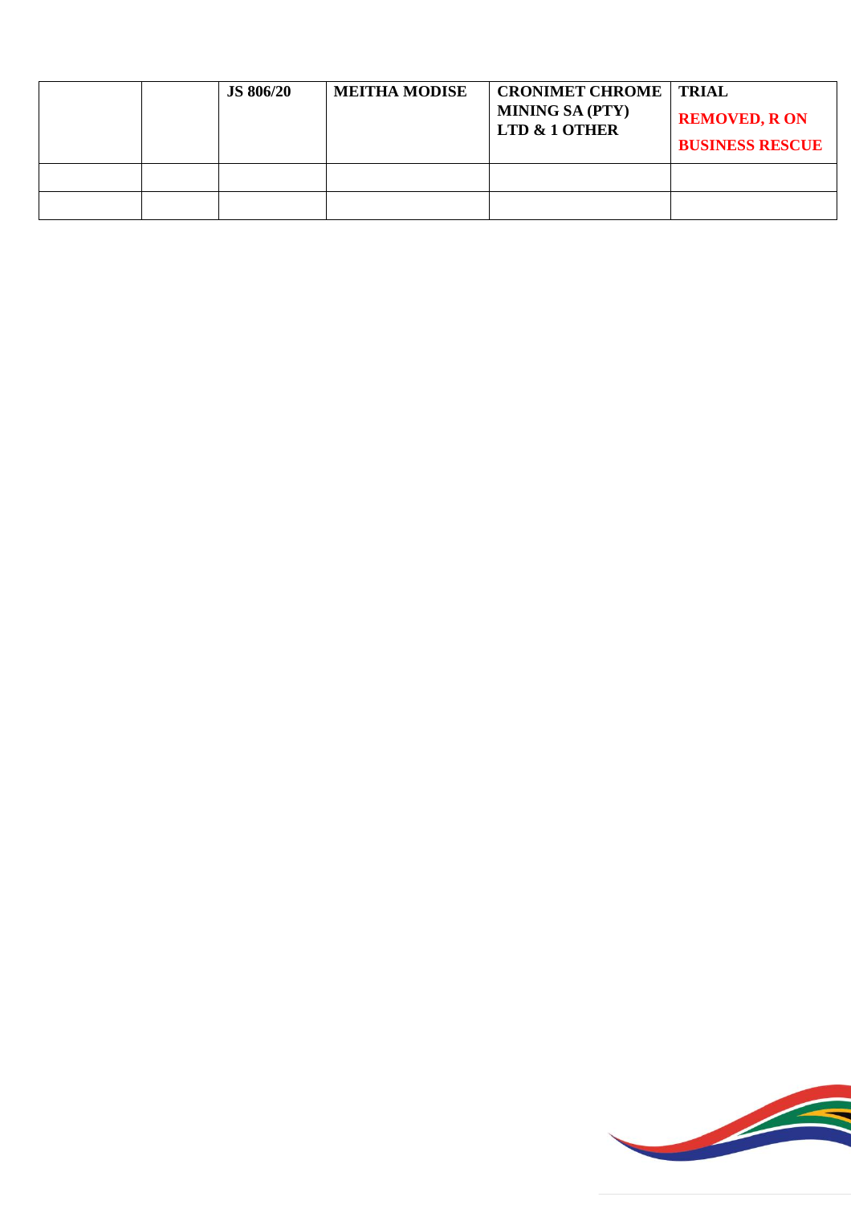| | | | | | |
|---|---|---|---|---|---|
| | | **JS 806/20** | **MEITHA MODISE** | **CRONIMET CHROME MINING SA (PTY) LTD & 1 OTHER** | **TRIAL**<br>**REMOVED, R ON BUSINESS RESCUE** |
| | | | | | |
| | | | | | |